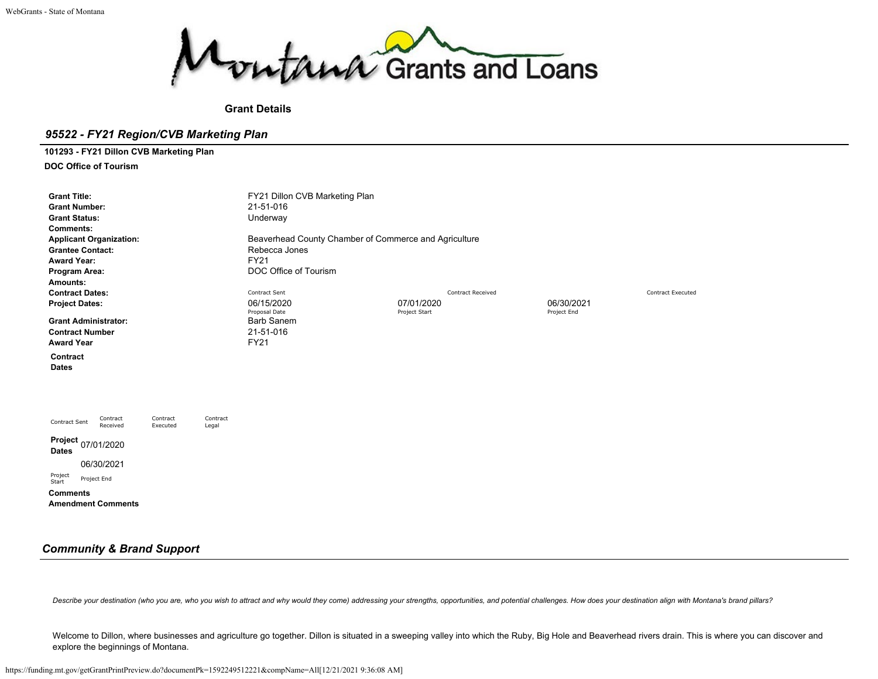Montana Grants and Loans

**Grant Details**

## *95522 - FY21 Region/CVB Marketing Plan*

**101293 - FY21 Dillon CVB Marketing Plan**

**DOC Office of Tourism**

| | | | | |
|---|---|---|---|---|
| **Grant Title:** | FY21 Dillon CVB Marketing Plan | | | |
| **Grant Number:** | 21-51-016 | | | |
| **Grant Status:** | Underway | | | |
| **Comments:** | | | | |
| **Applicant Organization:** | Beaverhead County Chamber of Commerce and Agriculture | | | |
| **Grantee Contact:** | Rebecca Jones | | | |
| **Award Year:** | FY21 | | | |
| **Program Area:** | DOC Office of Tourism | | | |
| **Amounts:** | | | | |
| **Contract Dates:** | Contract Sent | Contract Received | Contract Executed | |
| **Project Dates:** | 06/15/2020<br>Proposal Date | 07/01/2020<br>Project Start | 06/30/2021<br>Project End | |
| **Grant Administrator:** | Barb Sanem | | | |
| **Contract Number** | 21-51-016 | | | |
| **Award Year** | FY21 | | | |

**Contract Dates**

| Contract Sent | Contract Received | Contract Executed | Contract Legal |
|---|---|---|---|
| | | | |

**Project Dates**

| 07/01/2020 | 06/30/2021 |
|---|---|
| Project Start | Project End |

**Comments**

**Amendment Comments**

## *Community & Brand Support*

*Describe your destination (who you are, who you wish to attract and why would they come) addressing your strengths, opportunities, and potential challenges. How does your destination align with Montana's brand pillars?*

Welcome to Dillon, where businesses and agriculture go together. Dillon is situated in a sweeping valley into which the Ruby, Big Hole and Beaverhead rivers drain. This is where you can discover and explore the beginnings of Montana.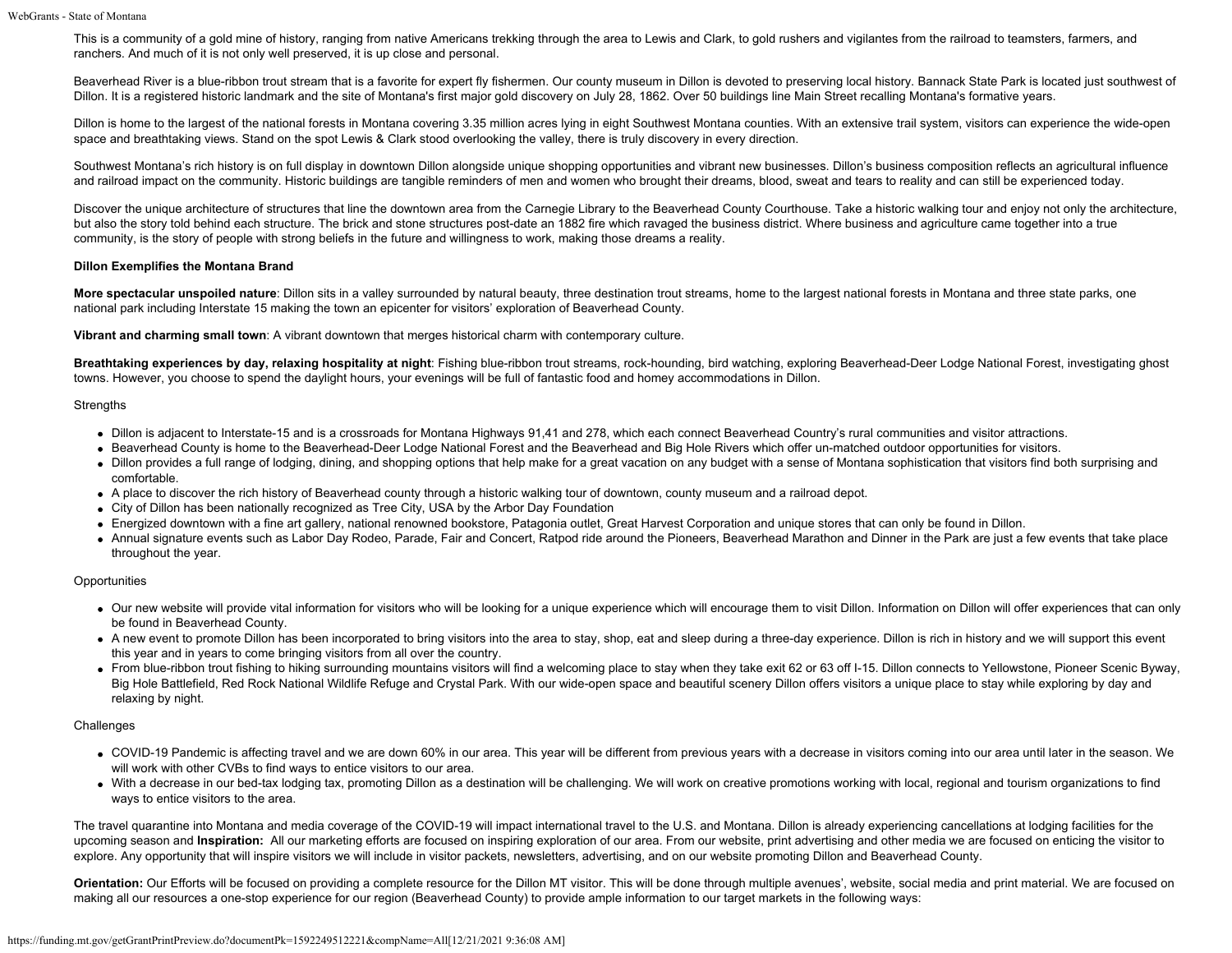This is a community of a gold mine of history, ranging from native Americans trekking through the area to Lewis and Clark, to gold rushers and vigilantes from the railroad to teamsters, farmers, and ranchers. And much of it is not only well preserved, it is up close and personal.

Beaverhead River is a blue-ribbon trout stream that is a favorite for expert fly fishermen. Our county museum in Dillon is devoted to preserving local history. Bannack State Park is located just southwest of Dillon. It is a registered historic landmark and the site of Montana's first major gold discovery on July 28, 1862. Over 50 buildings line Main Street recalling Montana's formative years.

Dillon is home to the largest of the national forests in Montana covering 3.35 million acres lying in eight Southwest Montana counties. With an extensive trail system, visitors can experience the wide-open space and breathtaking views. Stand on the spot Lewis & Clark stood overlooking the valley, there is truly discovery in every direction.

Southwest Montana's rich history is on full display in downtown Dillon alongside unique shopping opportunities and vibrant new businesses. Dillon's business composition reflects an agricultural influence and railroad impact on the community. Historic buildings are tangible reminders of men and women who brought their dreams, blood, sweat and tears to reality and can still be experienced today.

Discover the unique architecture of structures that line the downtown area from the Carnegie Library to the Beaverhead County Courthouse. Take a historic walking tour and enjoy not only the architecture, but also the story told behind each structure. The brick and stone structures post-date an 1882 fire which ravaged the business district. Where business and agriculture came together into a true community, is the story of people with strong beliefs in the future and willingness to work, making those dreams a reality.

**Dillon Exemplifies the Montana Brand**

**More spectacular unspoiled nature**: Dillon sits in a valley surrounded by natural beauty, three destination trout streams, home to the largest national forests in Montana and three state parks, one national park including Interstate 15 making the town an epicenter for visitors' exploration of Beaverhead County.

**Vibrant and charming small town**: A vibrant downtown that merges historical charm with contemporary culture.

**Breathtaking experiences by day, relaxing hospitality at night**: Fishing blue-ribbon trout streams, rock-hounding, bird watching, exploring Beaverhead-Deer Lodge National Forest, investigating ghost towns. However, you choose to spend the daylight hours, your evenings will be full of fantastic food and homey accommodations in Dillon.

Strengths

- Dillon is adjacent to Interstate-15 and is a crossroads for Montana Highways 91,41 and 278, which each connect Beaverhead Country's rural communities and visitor attractions.
- Beaverhead County is home to the Beaverhead-Deer Lodge National Forest and the Beaverhead and Big Hole Rivers which offer un-matched outdoor opportunities for visitors.
- Dillon provides a full range of lodging, dining, and shopping options that help make for a great vacation on any budget with a sense of Montana sophistication that visitors find both surprising and comfortable.
- A place to discover the rich history of Beaverhead county through a historic walking tour of downtown, county museum and a railroad depot.
- City of Dillon has been nationally recognized as Tree City, USA by the Arbor Day Foundation
- Energized downtown with a fine art gallery, national renowned bookstore, Patagonia outlet, Great Harvest Corporation and unique stores that can only be found in Dillon.
- Annual signature events such as Labor Day Rodeo, Parade, Fair and Concert, Ratpod ride around the Pioneers, Beaverhead Marathon and Dinner in the Park are just a few events that take place throughout the year.

Opportunities

- Our new website will provide vital information for visitors who will be looking for a unique experience which will encourage them to visit Dillon. Information on Dillon will offer experiences that can only be found in Beaverhead County.
- A new event to promote Dillon has been incorporated to bring visitors into the area to stay, shop, eat and sleep during a three-day experience. Dillon is rich in history and we will support this event this year and in years to come bringing visitors from all over the country.
- From blue-ribbon trout fishing to hiking surrounding mountains visitors will find a welcoming place to stay when they take exit 62 or 63 off I-15. Dillon connects to Yellowstone, Pioneer Scenic Byway, Big Hole Battlefield, Red Rock National Wildlife Refuge and Crystal Park. With our wide-open space and beautiful scenery Dillon offers visitors a unique place to stay while exploring by day and relaxing by night.

Challenges

- COVID-19 Pandemic is affecting travel and we are down 60% in our area. This year will be different from previous years with a decrease in visitors coming into our area until later in the season. We will work with other CVBs to find ways to entice visitors to our area.
- With a decrease in our bed-tax lodging tax, promoting Dillon as a destination will be challenging. We will work on creative promotions working with local, regional and tourism organizations to find ways to entice visitors to the area.

The travel quarantine into Montana and media coverage of the COVID-19 will impact international travel to the U.S. and Montana. Dillon is already experiencing cancellations at lodging facilities for the upcoming season and **Inspiration:** All our marketing efforts are focused on inspiring exploration of our area. From our website, print advertising and other media we are focused on enticing the visitor to explore. Any opportunity that will inspire visitors we will include in visitor packets, newsletters, advertising, and on our website promoting Dillon and Beaverhead County.

**Orientation:** Our Efforts will be focused on providing a complete resource for the Dillon MT visitor. This will be done through multiple avenues', website, social media and print material. We are focused on making all our resources a one-stop experience for our region (Beaverhead County) to provide ample information to our target markets in the following ways: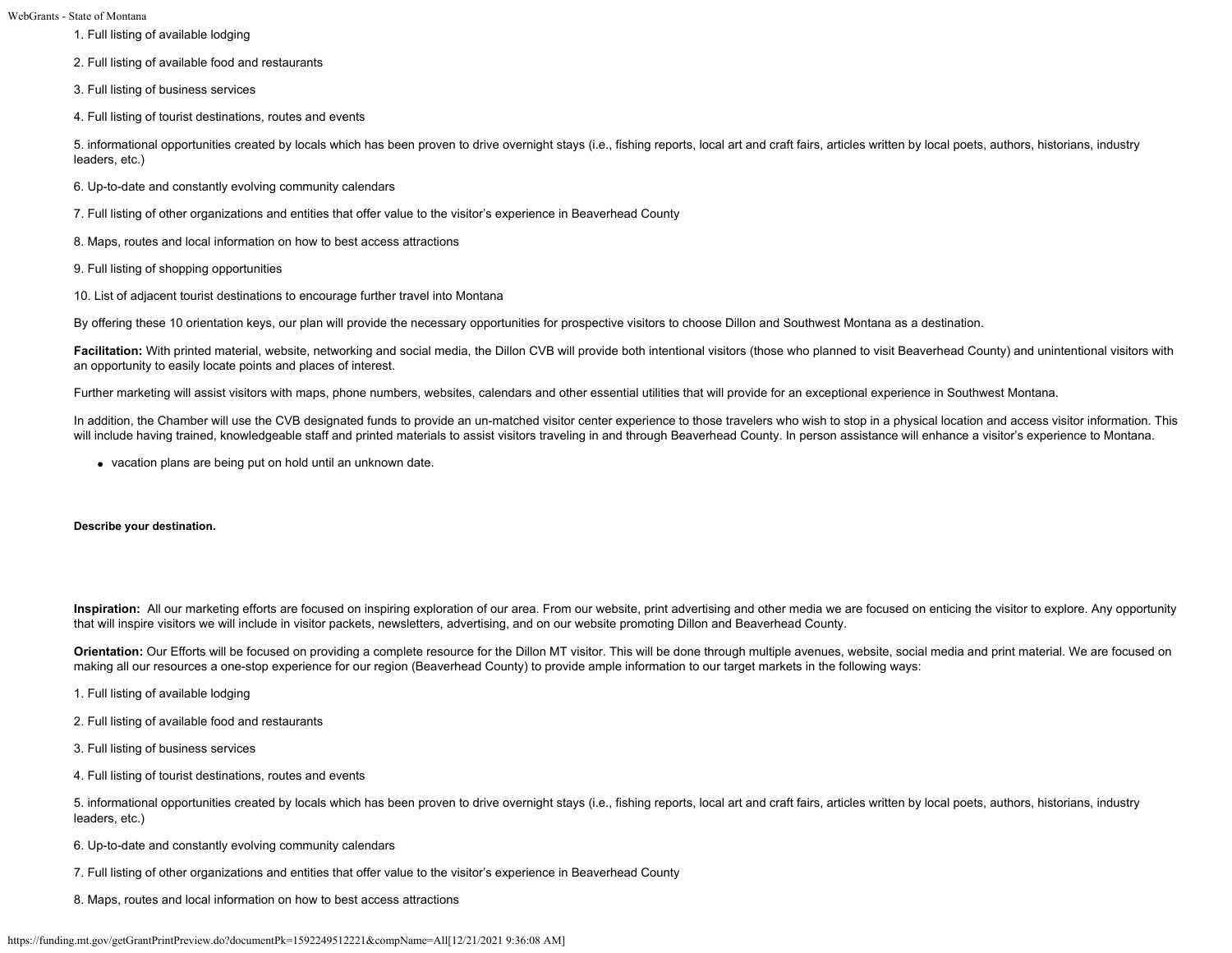1. Full listing of available lodging

2. Full listing of available food and restaurants

3. Full listing of business services

4. Full listing of tourist destinations, routes and events

5. informational opportunities created by locals which has been proven to drive overnight stays (i.e., fishing reports, local art and craft fairs, articles written by local poets, authors, historians, industry leaders, etc.)

6. Up-to-date and constantly evolving community calendars

7. Full listing of other organizations and entities that offer value to the visitor's experience in Beaverhead County

8. Maps, routes and local information on how to best access attractions

9. Full listing of shopping opportunities

10. List of adjacent tourist destinations to encourage further travel into Montana

By offering these 10 orientation keys, our plan will provide the necessary opportunities for prospective visitors to choose Dillon and Southwest Montana as a destination.

**Facilitation:** With printed material, website, networking and social media, the Dillon CVB will provide both intentional visitors (those who planned to visit Beaverhead County) and unintentional visitors with an opportunity to easily locate points and places of interest.

Further marketing will assist visitors with maps, phone numbers, websites, calendars and other essential utilities that will provide for an exceptional experience in Southwest Montana.

In addition, the Chamber will use the CVB designated funds to provide an un-matched visitor center experience to those travelers who wish to stop in a physical location and access visitor information. This will include having trained, knowledgeable staff and printed materials to assist visitors traveling in and through Beaverhead County. In person assistance will enhance a visitor's experience to Montana.

- vacation plans are being put on hold until an unknown date.

**Describe your destination.**

**Inspiration:** All our marketing efforts are focused on inspiring exploration of our area. From our website, print advertising and other media we are focused on enticing the visitor to explore. Any opportunity that will inspire visitors we will include in visitor packets, newsletters, advertising, and on our website promoting Dillon and Beaverhead County.

**Orientation:** Our Efforts will be focused on providing a complete resource for the Dillon MT visitor. This will be done through multiple avenues, website, social media and print material. We are focused on making all our resources a one-stop experience for our region (Beaverhead County) to provide ample information to our target markets in the following ways:

1. Full listing of available lodging

2. Full listing of available food and restaurants

3. Full listing of business services

4. Full listing of tourist destinations, routes and events

5. informational opportunities created by locals which has been proven to drive overnight stays (i.e., fishing reports, local art and craft fairs, articles written by local poets, authors, historians, industry leaders, etc.)

6. Up-to-date and constantly evolving community calendars

7. Full listing of other organizations and entities that offer value to the visitor's experience in Beaverhead County

8. Maps, routes and local information on how to best access attractions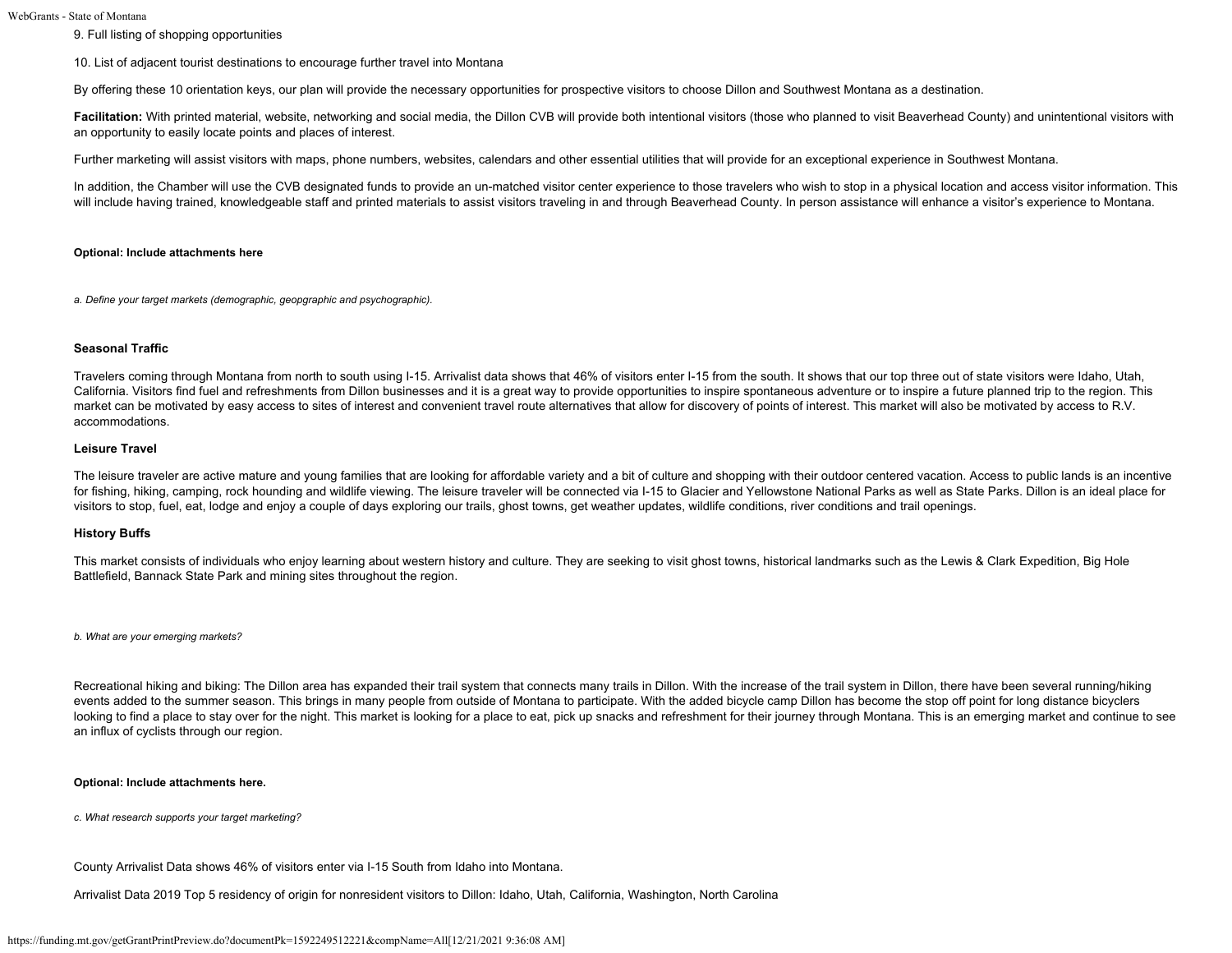9. Full listing of shopping opportunities

10. List of adjacent tourist destinations to encourage further travel into Montana

By offering these 10 orientation keys, our plan will provide the necessary opportunities for prospective visitors to choose Dillon and Southwest Montana as a destination.

**Facilitation:** With printed material, website, networking and social media, the Dillon CVB will provide both intentional visitors (those who planned to visit Beaverhead County) and unintentional visitors with an opportunity to easily locate points and places of interest.

Further marketing will assist visitors with maps, phone numbers, websites, calendars and other essential utilities that will provide for an exceptional experience in Southwest Montana.

In addition, the Chamber will use the CVB designated funds to provide an un-matched visitor center experience to those travelers who wish to stop in a physical location and access visitor information. This will include having trained, knowledgeable staff and printed materials to assist visitors traveling in and through Beaverhead County. In person assistance will enhance a visitor's experience to Montana.

**Optional: Include attachments here**

*a. Define your target markets (demographic, geopgraphic and psychographic).*

**Seasonal Traffic**

Travelers coming through Montana from north to south using I-15. Arrivalist data shows that 46% of visitors enter I-15 from the south. It shows that our top three out of state visitors were Idaho, Utah, California. Visitors find fuel and refreshments from Dillon businesses and it is a great way to provide opportunities to inspire spontaneous adventure or to inspire a future planned trip to the region. This market can be motivated by easy access to sites of interest and convenient travel route alternatives that allow for discovery of points of interest. This market will also be motivated by access to R.V. accommodations.

**Leisure Travel**

The leisure traveler are active mature and young families that are looking for affordable variety and a bit of culture and shopping with their outdoor centered vacation. Access to public lands is an incentive for fishing, hiking, camping, rock hounding and wildlife viewing. The leisure traveler will be connected via I-15 to Glacier and Yellowstone National Parks as well as State Parks. Dillon is an ideal place for visitors to stop, fuel, eat, lodge and enjoy a couple of days exploring our trails, ghost towns, get weather updates, wildlife conditions, river conditions and trail openings.

**History Buffs**

This market consists of individuals who enjoy learning about western history and culture. They are seeking to visit ghost towns, historical landmarks such as the Lewis & Clark Expedition, Big Hole Battlefield, Bannack State Park and mining sites throughout the region.

*b. What are your emerging markets?*

Recreational hiking and biking: The Dillon area has expanded their trail system that connects many trails in Dillon. With the increase of the trail system in Dillon, there have been several running/hiking events added to the summer season. This brings in many people from outside of Montana to participate. With the added bicycle camp Dillon has become the stop off point for long distance bicyclers looking to find a place to stay over for the night. This market is looking for a place to eat, pick up snacks and refreshment for their journey through Montana. This is an emerging market and continue to see an influx of cyclists through our region.

**Optional: Include attachments here.**

*c. What research supports your target marketing?*

County Arrivalist Data shows 46% of visitors enter via I-15 South from Idaho into Montana.

Arrivalist Data 2019 Top 5 residency of origin for nonresident visitors to Dillon: Idaho, Utah, California, Washington, North Carolina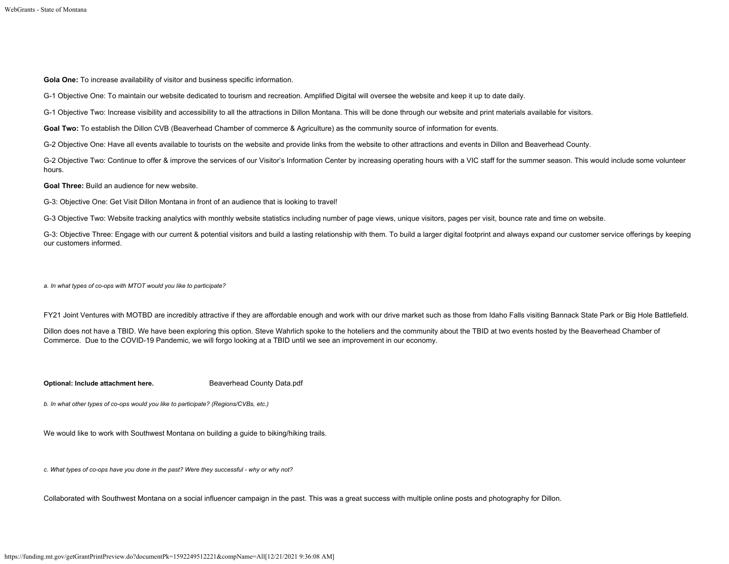**Gola One:** To increase availability of visitor and business specific information.

G-1 Objective One: To maintain our website dedicated to tourism and recreation. Amplified Digital will oversee the website and keep it up to date daily.

G-1 Objective Two: Increase visibility and accessibility to all the attractions in Dillon Montana. This will be done through our website and print materials available for visitors.

**Goal Two:** To establish the Dillon CVB (Beaverhead Chamber of commerce & Agriculture) as the community source of information for events.

G-2 Objective One: Have all events available to tourists on the website and provide links from the website to other attractions and events in Dillon and Beaverhead County.

G-2 Objective Two: Continue to offer & improve the services of our Visitor's Information Center by increasing operating hours with a VIC staff for the summer season. This would include some volunteer hours.

**Goal Three:** Build an audience for new website.

G-3: Objective One: Get Visit Dillon Montana in front of an audience that is looking to travel!

G-3 Objective Two: Website tracking analytics with monthly website statistics including number of page views, unique visitors, pages per visit, bounce rate and time on website.

G-3: Objective Three: Engage with our current & potential visitors and build a lasting relationship with them. To build a larger digital footprint and always expand our customer service offerings by keeping our customers informed.

*a. In what types of co-ops with MTOT would you like to participate?*

FY21 Joint Ventures with MOTBD are incredibly attractive if they are affordable enough and work with our drive market such as those from Idaho Falls visiting Bannack State Park or Big Hole Battlefield.

Dillon does not have a TBID. We have been exploring this option. Steve Wahrlich spoke to the hoteliers and the community about the TBID at two events hosted by the Beaverhead Chamber of Commerce. Due to the COVID-19 Pandemic, we will forgo looking at a TBID until we see an improvement in our economy.

**Optional: Include attachment here.** Beaverhead County Data.pdf

*b. In what other types of co-ops would you like to participate? (Regions/CVBs, etc.)*

We would like to work with Southwest Montana on building a guide to biking/hiking trails.

*c. What types of co-ops have you done in the past? Were they successful - why or why not?*

Collaborated with Southwest Montana on a social influencer campaign in the past. This was a great success with multiple online posts and photography for Dillon.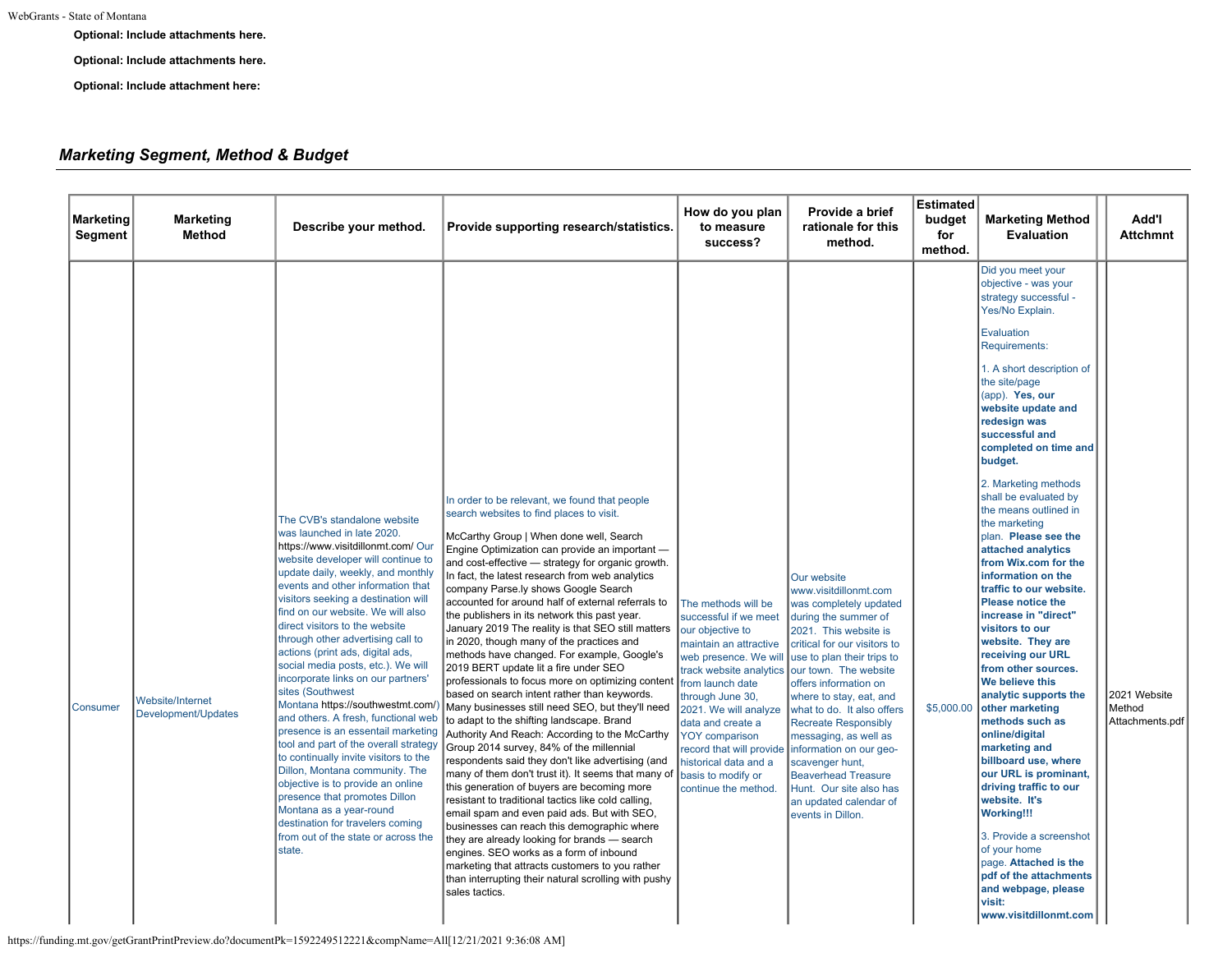**Optional: Include attachments here.**

**Optional: Include attachments here.**

**Optional: Include attachment here:**

## *Marketing Segment, Method & Budget*

| Marketing Segment | Marketing Method | Describe your method. | Provide supporting research/statistics. | How do you plan to measure success? | Provide a brief rationale for this method. | Estimated budget for method. | Marketing Method Evaluation | Add'l Attchmnt |
|---|---|---|---|---|---|---|---|---|
| Consumer | Website/Internet Development/Updates | The CVB's standalone website was launched in late 2020. https://www.visitdillonmt.com/ Our website developer will continue to update daily, weekly, and monthly events and other information that visitors seeking a destination will find on our website. We will also direct visitors to the website through other advertising call to actions (print ads, digital ads, social media posts, etc.). We will incorporate links on our partners' sites (Southwest Montana https://southwestmt.com/) and others. A fresh, functional web presence is an essentail marketing tool and part of the overall strategy to continually invite visitors to the Dillon, Montana community. The objective is to provide an online presence that promotes Dillon Montana as a year-round destination for travelers coming from out of the state or across the state. | In order to be relevant, we found that people search websites to find places to visit.<br><br>McCarthy Group \| When done well, Search Engine Optimization can provide an important — and cost-effective — strategy for organic growth. In fact, the latest research from web analytics company Parse.ly shows Google Search accounted for around half of external referrals to the publishers in its network this past year. January 2019 The reality is that SEO still matters in 2020, though many of the practices and methods have changed. For example, Google's 2019 BERT update lit a fire under SEO professionals to focus more on optimizing content based on search intent rather than keywords. Many businesses still need SEO, but they'll need to adapt to the shifting landscape. Brand Authority And Reach: According to the McCarthy Group 2014 survey, 84% of the millennial respondents said they don't like advertising (and many of them don't trust it). It seems that many of this generation of buyers are becoming more resistant to traditional tactics like cold calling, email spam and even paid ads. But with SEO, businesses can reach this demographic where they are already looking for brands — search engines. SEO works as a form of inbound marketing that attracts customers to you rather than interrupting their natural scrolling with pushy sales tactics. | The methods will be successful if we meet our objective to maintain an attractive web presence. We will track website analytics from launch date through June 30, 2021. We will analyze data and create a YOY comparison record that will provide historical data and a basis to modify or continue the method. | Our website www.visitdillonmt.com was completely updated during the summer of 2021. This website is critical for our visitors to use to plan their trips to our town. The website offers information on where to stay, eat, and what to do. It also offers Recreate Responsibly messaging, as well as information on our geo-scavenger hunt, Beaverhead Treasure Hunt. Our site also has an updated calendar of events in Dillon. | $5,000.00 | Did you meet your objective - was your strategy successful - Yes/No Explain.<br><br>Evaluation Requirements:<br><br>1. A short description of the site/page (app). **Yes, our website update and redesign was successful and completed on time and budget.**<br><br>2. Marketing methods shall be evaluated by the means outlined in the marketing plan. **Please see the attached analytics from Wix.com for the information on the traffic to our website. Please notice the increase in "direct" visitors to our website. They are receiving our URL from other sources. We believe this analytic supports the other marketing methods such as online/digital marketing and billboard use, where our URL is prominant, driving traffic to our website. It's Working!!!**<br><br>3. Provide a screenshot of your home page. **Attached is the pdf of the attachments and webpage, please visit: www.visitdillonmt.com** | 2021 Website Method Attachments.pdf |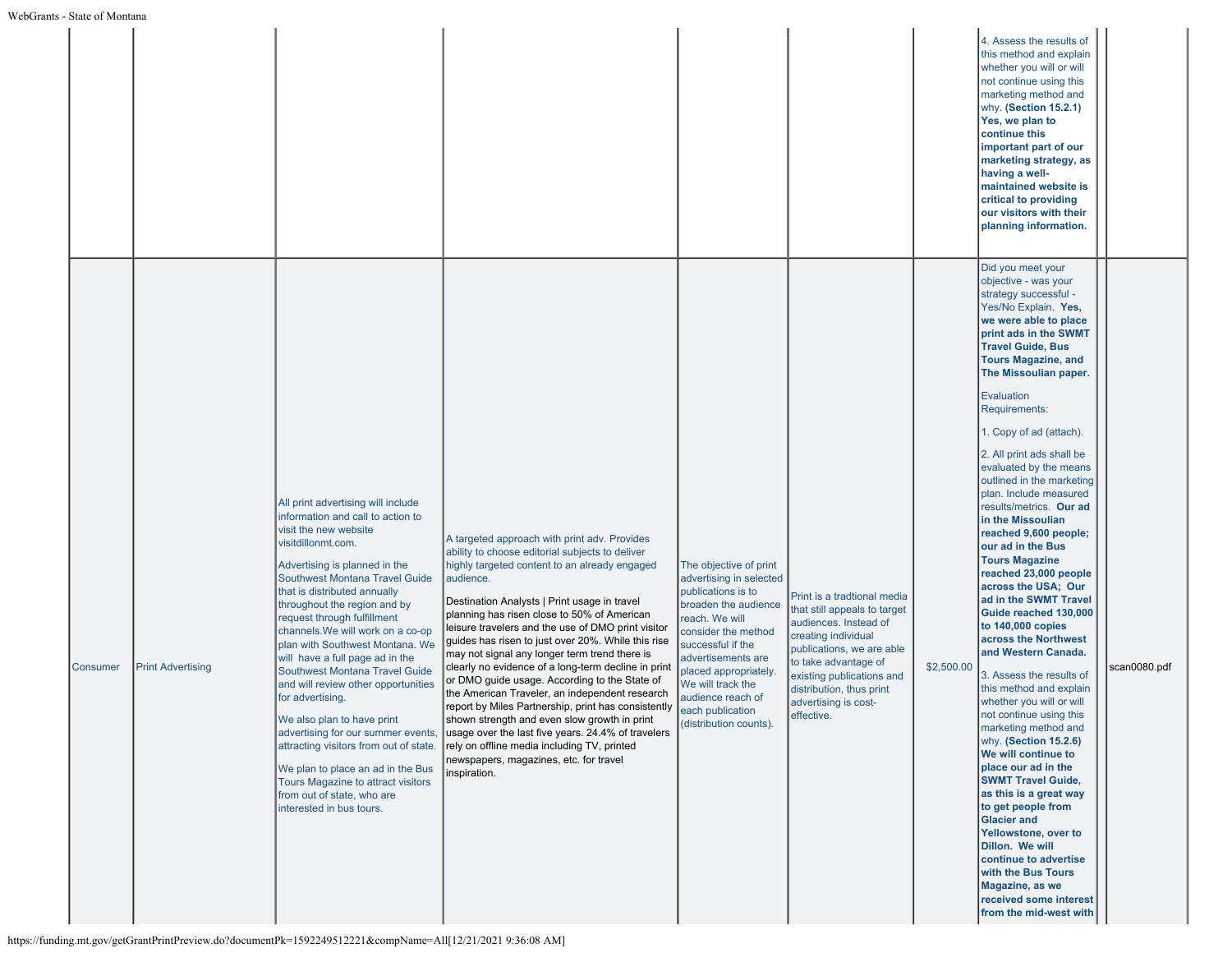| | | | | | | | | | |
|---|---|---|---|---|---|---|---|---|---|
| | | | | | | | 4. Assess the results of this method and explain whether you will or will not continue using this marketing method and why. **(Section 15.2.1) Yes, we plan to continue this important part of our marketing strategy, as having a well-maintained website is critical to providing our visitors with their planning information.** | | |
| Consumer | Print Advertising | All print advertising will include information and call to action to visit the new website visitdillonmt.com.<br><br>Advertising is planned in the Southwest Montana Travel Guide that is distributed annually throughout the region and by request through fulfillment channels.We will work on a co-op plan with Southwest Montana. We will have a full page ad in the Southwest Montana Travel Guide and will review other opportunities for advertising.<br><br>We also plan to have print advertising for our summer events, attracting visitors from out of state.<br><br>We plan to place an ad in the Bus Tours Magazine to attract visitors from out of state, who are interested in bus tours. | A targeted approach with print adv. Provides ability to choose editorial subjects to deliver highly targeted content to an already engaged audience.<br><br>Destination Analysts \| Print usage in travel planning has risen close to 50% of American leisure travelers and the use of DMO print visitor guides has risen to just over 20%. While this rise may not signal any longer term trend there is clearly no evidence of a long-term decline in print or DMO guide usage. According to the State of the American Traveler, an independent research report by Miles Partnership, print has consistently shown strength and even slow growth in print usage over the last five years. 24.4% of travelers rely on offline media including TV, printed newspapers, magazines, etc. for travel inspiration. | The objective of print advertising in selected publications is to broaden the audience reach. We will consider the method successful if the advertisements are placed appropriately. We will track the audience reach of each publication (distribution counts). | Print is a tradtional media that still appeals to target audiences. Instead of creating individual publications, we are able to take advantage of existing publications and distribution, thus print advertising is cost-effective. | $2,500.00 | Did you meet your objective - was your strategy successful - Yes/No Explain. **Yes, we were able to place print ads in the SWMT Travel Guide, Bus Tours Magazine, and The Missoulian paper.**<br><br>Evaluation Requirements:<br><br>1. Copy of ad (attach).<br><br>2. All print ads shall be evaluated by the means outlined in the marketing plan. Include measured results/metrics. **Our ad in the Missoulian reached 9,600 people; our ad in the Bus Tours Magazine reached 23,000 people across the USA; Our ad in the SWMT Travel Guide reached 130,000 to 140,000 copies across the Northwest and Western Canada.**<br><br>3. Assess the results of this method and explain whether you will or will not continue using this marketing method and why. **(Section 15.2.6) We will continue to place our ad in the SWMT Travel Guide, as this is a great way to get people from Glacier and Yellowstone, over to Dillon. We will continue to advertise with the Bus Tours Magazine, as we received some interest from the mid-west with** | | scan0080.pdf |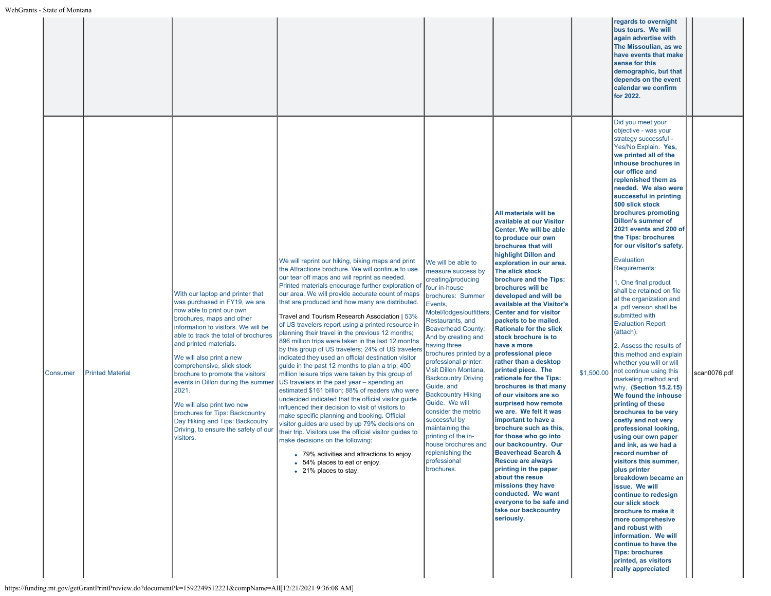| | | | | | | | | | |
|---|---|---|---|---|---|---|---|---|---|
| | | | | | | | **regards to overnight bus tours. We will again advertise with The Missoulian, as we have events that make sense for this demographic, but that depends on the event calendar we confirm for 2022.** | | |
| Consumer | Printed Material | With our laptop and printer that was purchased in FY19, we are now able to print our own brochures, maps and other information to visitors. We will be able to track the total of brochures and printed materials.<br><br>We will also print a new comprehensive, slick stock brochure to promote the visitors' events in Dillon during the summer 2021.<br><br>We will also print two new brochures for Tips: Backcountry Day Hiking and Tips: Backcoutry Driving, to ensure the safety of our visitors. | We will reprint our hiking, biking maps and print the Attractions brochure. We will continue to use our tear off maps and will reprint as needed. Printed materials encourage further exploration of our area. We will provide accurate count of maps that are produced and how many are distributed.<br><br>Travel and Tourism Research Association \| 53% of US travelers report using a printed resource in planning their travel in the previous 12 months; 896 million trips were taken in the last 12 months by this group of US travelers; 24% of US travelers indicated they used an official destination visitor guide in the past 12 months to plan a trip; 400 million leisure trips were taken by this group of US travelers in the past year – spending an estimated $161 billion; 88% of readers who were undecided indicated that the official visitor guide influenced their decision to visit of visitors to make specific planning and booking. Official visitor guides are used by up 79% decisions on their trip. Visitors use the official visitor guides to make decisions on the following:<br>• 79% activities and attractions to enjoy.<br>• 54% places to eat or enjoy.<br>• 21% places to stay. | We will be able to measure success by creating/producing four in-house brochures: Summer Events, Motel/lodges/outfitters, Restaurants, and Beaverhead County; And by creating and having three brochures printed by a professional printer: Visit Dillon Montana, Backcountry Driving Guide, and Backcountry Hiking Guide. We will consider the metric successful by maintaining the printing of the in-house brochures and replenishing the professional brochures. | **All materials will be available at our Visitor Center. We will be able to produce our own brochures that will highlight Dillon and exploration in our area. The slick stock brochure and the Tips: brochures will be developed and will be available at the Visitor's Center and for visitor packets to be mailed. Rationale for the slick stock brochure is to have a more professional piece rather than a desktop printed piece. The rationale for the Tips: brochures is that many of our visitors are so surprised how remote we are. We felt it was important to have a brochure such as this, for those who go into our backcountry. Our Beaverhead Search & Rescue are always printing in the paper about the resue missions they have conducted. We want everyone to be safe and take our backcountry seriously.** | $1,500.00 | Did you meet your objective - was your strategy successful - Yes/No Explain. **Yes, we printed all of the inhouse brochures in our office and replenished them as needed. We also were successful in printing 500 slick stock brochures promoting Dillon's summer of 2021 events and 200 of the Tips: brochures for our visitor's safety.**<br><br>Evaluation Requirements:<br><br>1. One final product shall be retained on file at the organization and a .pdf version shall be submitted with Evaluation Report (attach).<br><br>2. Assess the results of this method and explain whether you will or will not continue using this marketing method and why. **(Section 15.2.15) We found the inhouse printing of these brochures to be very costly and not very professional looking, using our own paper and ink, as we had a record number of visitors this summer, plus printer breakdown became an issue. We will continue to redesign our slick stock brochure to make it more comprehensive and robust with information. We will continue to have the Tips: brochures printed, as visitors really appreciated** | | scan0076.pdf |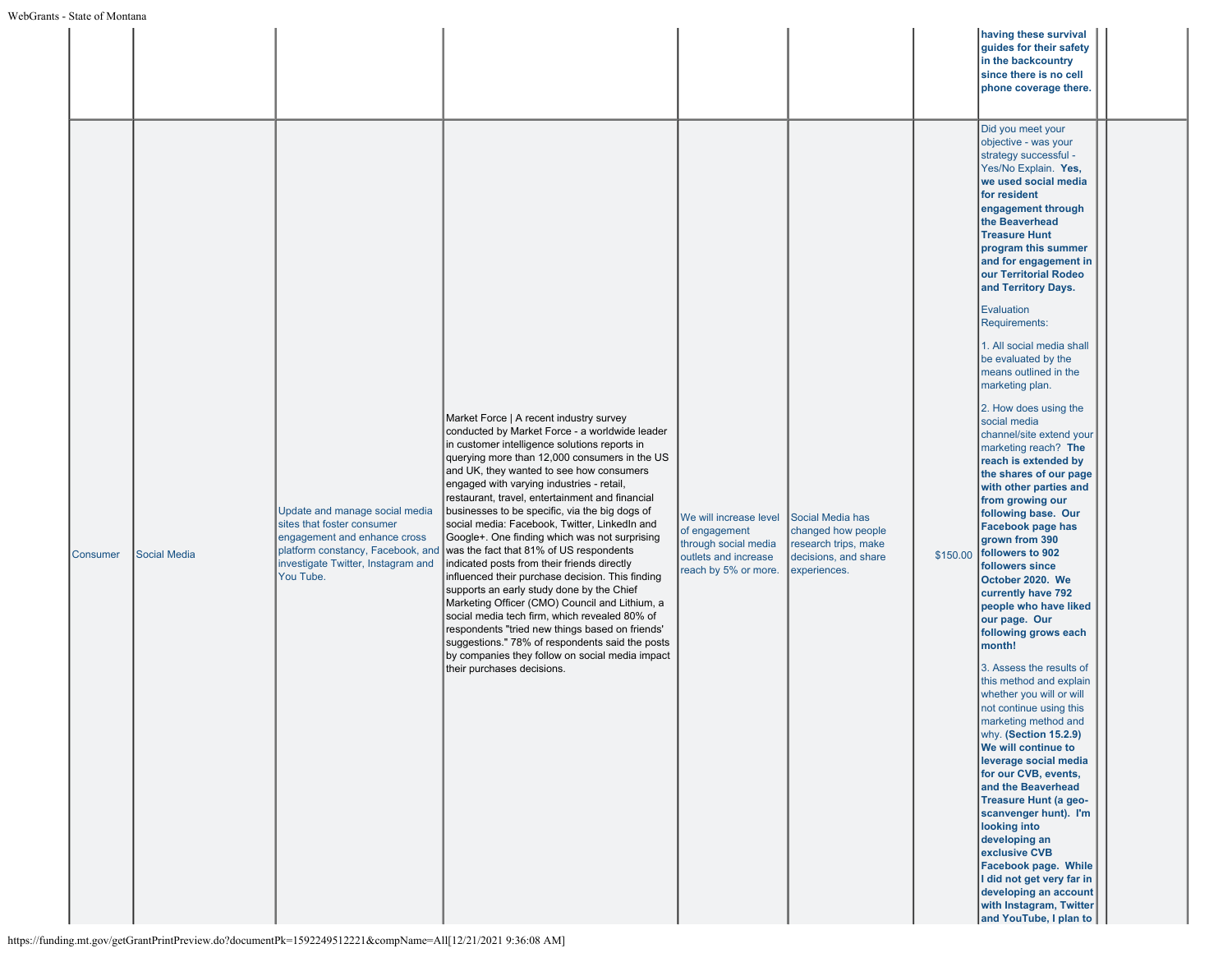| | | | | | | | | | |
|---|---|---|---|---|---|---|---|---|---|
| | | | | | | | **having these survival guides for their safety in the backcountry since there is no cell phone coverage there.** | | |
| Consumer | Social Media | Update and manage social media sites that foster consumer engagement and enhance cross platform constancy, Facebook, and investigate Twitter, Instagram and You Tube. | Market Force \| A recent industry survey conducted by Market Force - a worldwide leader in customer intelligence solutions reports in querying more than 12,000 consumers in the US and UK, they wanted to see how consumers engaged with varying industries - retail, restaurant, travel, entertainment and financial businesses to be specific, via the big dogs of social media: Facebook, Twitter, LinkedIn and Google+. One finding which was not surprising was the fact that 81% of US respondents indicated posts from their friends directly influenced their purchase decision. This finding supports an early study done by the Chief Marketing Officer (CMO) Council and Lithium, a social media tech firm, which revealed 80% of respondents "tried new things based on friends' suggestions." 78% of respondents said the posts by companies they follow on social media impact their purchases decisions. | We will increase level of engagement through social media outlets and increase reach by 5% or more. | Social Media has changed how people research trips, make decisions, and share experiences. | $150.00 | Did you meet your objective - was your strategy successful - Yes/No Explain. **Yes, we used social media for resident engagement through the Beaverhead Treasure Hunt program this summer and for engagement in our Territorial Rodeo and Territory Days.**<br><br>Evaluation Requirements:<br><br>1. All social media shall be evaluated by the means outlined in the marketing plan.<br><br>2. How does using the social media channel/site extend your marketing reach? **The reach is extended by the shares of our page with other parties and from growing our following base. Our Facebook page has grown from 390 followers to 902 followers since October 2020. We currently have 792 people who have liked our page. Our following grows each month!**<br><br>3. Assess the results of this method and explain whether you will or will not continue using this marketing method and why. **(Section 15.2.9) We will continue to leverage social media for our CVB, events, and the Beaverhead Treasure Hunt (a geo-scanvenger hunt). I'm looking into developing an exclusive CVB Facebook page. While I did not get very far in developing an account with Instagram, Twitter and YouTube, I plan to** | | |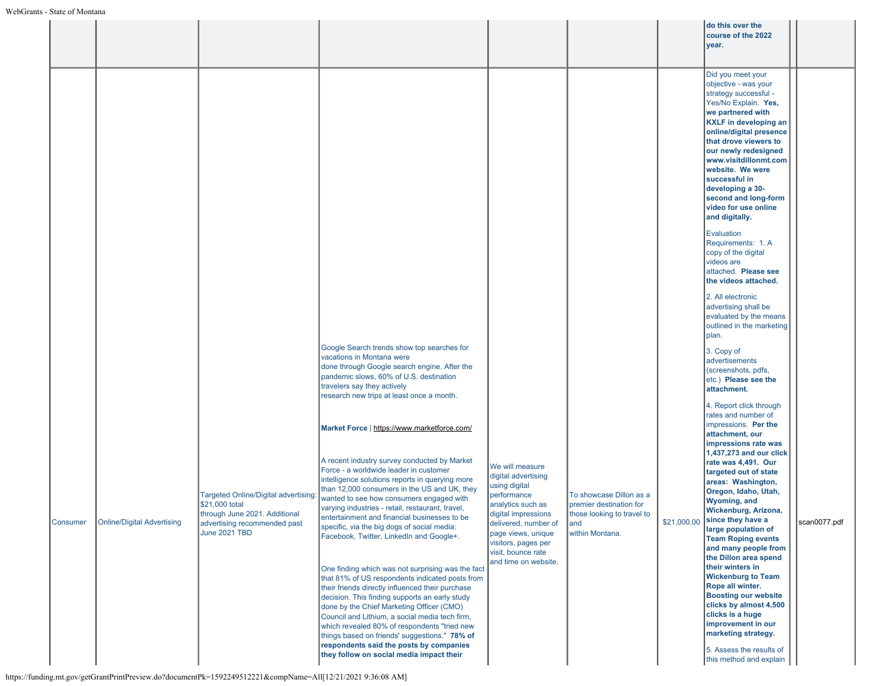|  |  |  |  |  |  |  | do this over the course of the 2022 year. |  |
|---|---|---|---|---|---|---|---|---|
| Consumer | Online/Digital Advertising | Targeted Online/Digital advertising: $21,000 total through June 2021. Additional advertising recommended past June 2021 TBD | Google Search trends show top searches for vacations in Montana were done through Google search engine. After the pandemic slows, 60% of U.S. destination travelers say they actively research new trips at least once a month.<br><br>**Market Force** \| https://www.marketforce.com/<br><br>A recent industry survey conducted by Market Force - a worldwide leader in customer intelligence solutions reports in querying more than 12,000 consumers in the US and UK, they wanted to see how consumers engaged with varying industries - retail, restaurant, travel, entertainment and financial businesses to be specific, via the big dogs of social media: Facebook, Twitter, LinkedIn and Google+.<br><br>One finding which was not surprising was the fact that 81% of US respondents indicated posts from their friends directly influenced their purchase decision. This finding supports an early study done by the Chief Marketing Officer (CMO) Council and Lithium, a social media tech firm, which revealed 80% of respondents "tried new things based on friends' suggestions." **78% of respondents said the posts by companies they follow on social media impact their** | We will measure digital advertising using digital performance analytics such as digital impressions delivered, number of page views, unique visitors, pages per visit, bounce rate and time on website. | To showcase Dillon as a premier destination for those looking to travel to and within Montana. | $21,000.00 | Did you meet your objective - was your strategy successful - Yes/No Explain. **Yes, we partnered with KXLF in developing an online/digital presence that drove viewers to our newly redesigned www.visitdillonmt.com website. We were successful in developing a 30-second and long-form video for use online and digitally.**<br><br>Evaluation Requirements: 1. A copy of the digital videos are attached. **Please see the videos attached.**<br><br>2. All electronic advertising shall be evaluated by the means outlined in the marketing plan.<br><br>3. Copy of advertisements (screenshots, pdfs, etc.) **Please see the attachment.**<br><br>4. Report click through rates and number of impressions. **Per the attachment, our impressions rate was 1,437,273 and our click rate was 4,491. Our targeted out of state areas: Washington, Oregon, Idaho, Utah, Wyoming, and Wickenburg, Arizona, since they have a large population of Team Roping events and many people from the Dillon area spend their winters in Wickenburg to Team Rope all winter. Boosting our website clicks by almost 4,500 clicks is a huge improvement in our marketing strategy.**<br><br>5. Assess the results of this method and explain | scan0077.pdf |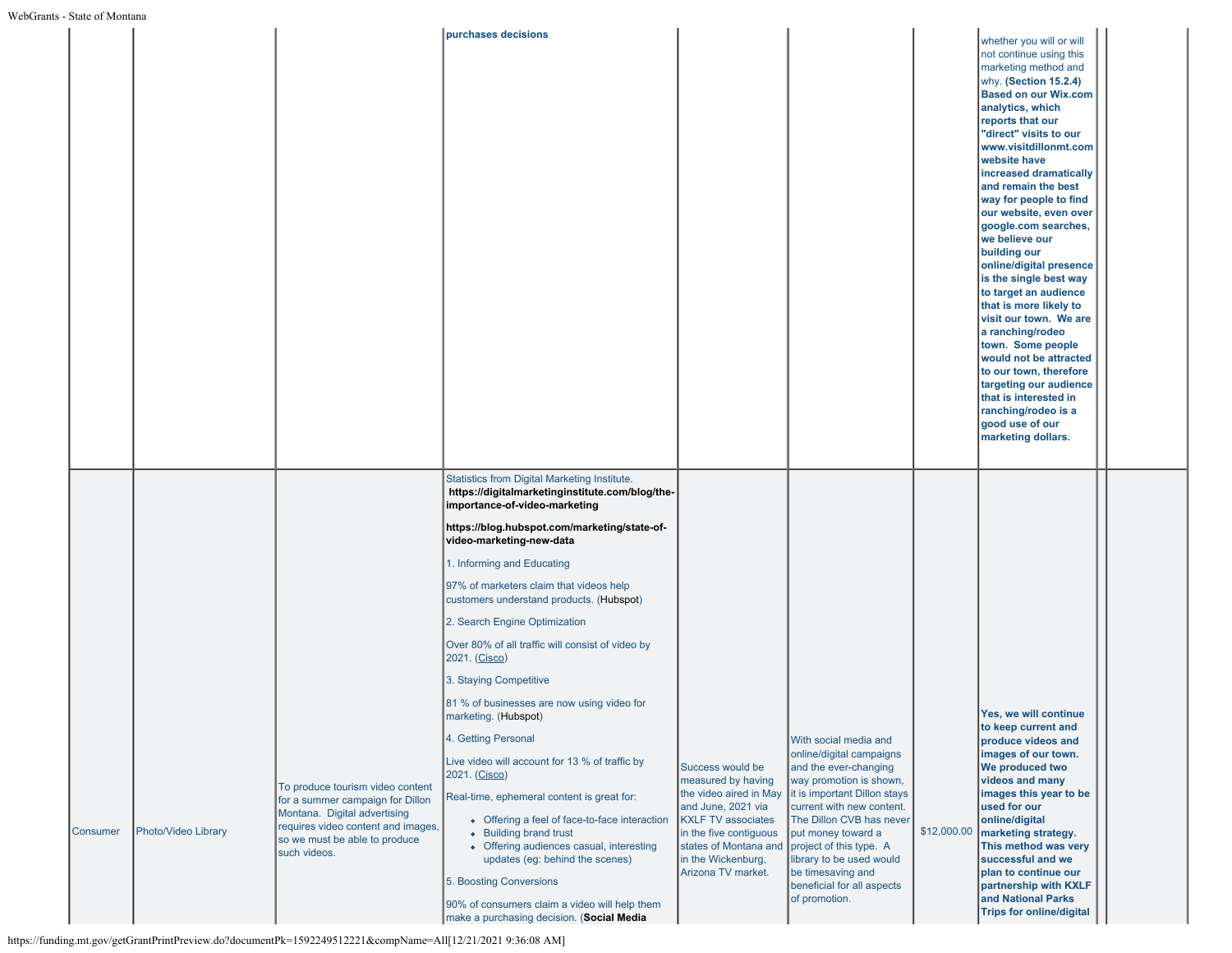| | | | | | | | | | |
|---|---|---|---|---|---|---|---|---|---|
| | | | **purchases decisions** | | | | whether you will or will not continue using this marketing method and why. **(Section 15.2.4) Based on our Wix.com analytics, which reports that our "direct" visits to our www.visitdillonmt.com website have increased dramatically and remain the best way for people to find our website, even over google.com searches, we believe our building our online/digital presence is the single best way to target an audience that is more likely to visit our town. We are a ranching/rodeo town. Some people would not be attracted to our town, therefore targeting our audience that is interested in ranching/rodeo is a good use of our marketing dollars.** | | |
| Consumer | Photo/Video Library | To produce tourism video content for a summer campaign for Dillon Montana. Digital advertising requires video content and images, so we must be able to produce such videos. | Statistics from Digital Marketing Institute. **https://digitalmarketinginstitute.com/blog/the-importance-of-video-marketing** <br><br> **https://blog.hubspot.com/marketing/state-of-video-marketing-new-data** <br><br> 1. Informing and Educating <br><br> 97% of marketers claim that videos help customers understand products. (Hubspot) <br><br> 2. Search Engine Optimization <br><br> Over 80% of all traffic will consist of video by 2021. (Cisco) <br><br> 3. Staying Competitive <br><br> 81 % of businesses are now using video for marketing. (Hubspot) <br><br> 4. Getting Personal <br><br> Live video will account for 13 % of traffic by 2021. (Cisco) <br><br> Real-time, ephemeral content is great for: <br> • Offering a feel of face-to-face interaction <br> • Building brand trust <br> • Offering audiences casual, interesting updates (eg: behind the scenes) <br><br> 5. Boosting Conversions <br><br> 90% of consumers claim a video will help them make a purchasing decision. (**Social Media** | Success would be measured by having the video aired in May and June, 2021 via KXLF TV associates in the five contiguous states of Montana and in the Wickenburg, Arizona TV market. | With social media and online/digital campaigns and the ever-changing way promotion is shown, it is important Dillon stays current with new content. The Dillon CVB has never put money toward a project of this type. A library to be used would be timesaving and beneficial for all aspects of promotion. | $12,000.00 | **Yes, we will continue to keep current and produce videos and images of our town. We produced two videos and many images this year to be used for our online/digital marketing strategy. This method was very successful and we plan to continue our partnership with KXLF and National Parks Trips for online/digital** | | |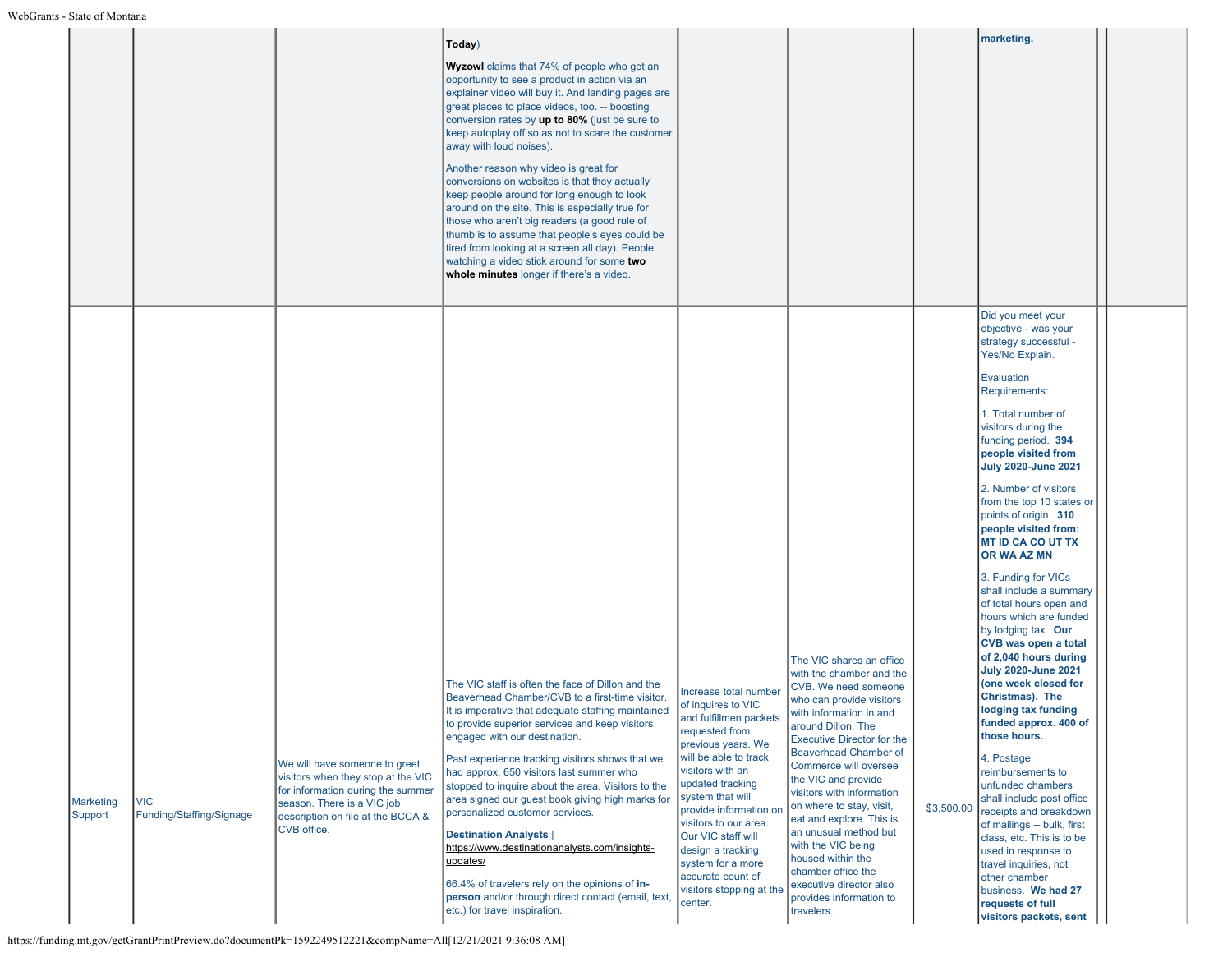| | | | | | | | | | |
|---|---|---|---|---|---|---|---|---|---|
| | | | **Today**)<br><br>**Wyzowl** claims that 74% of people who get an opportunity to see a product in action via an explainer video will buy it. And landing pages are great places to place videos, too. -- boosting conversion rates by **up to 80%** (just be sure to keep autoplay off so as not to scare the customer away with loud noises).<br><br>Another reason why video is great for conversions on websites is that they actually keep people around for long enough to look around on the site. This is especially true for those who aren't big readers (a good rule of thumb is to assume that people's eyes could be tired from looking at a screen all day). People watching a video stick around for some **two whole minutes** longer if there's a video. | | | | **marketing.** | | |
| Marketing Support | VIC Funding/Staffing/Signage | We will have someone to greet visitors when they stop at the VIC for information during the summer season. There is a VIC job description on file at the BCCA & CVB office. | The VIC staff is often the face of Dillon and the Beaverhead Chamber/CVB to a first-time visitor. It is imperative that adequate staffing maintained to provide superior services and keep visitors engaged with our destination.<br><br>Past experience tracking visitors shows that we had approx. 650 visitors last summer who stopped to inquire about the area. Visitors to the area signed our guest book giving high marks for personalized customer services.<br><br>**Destination Analysts** \| https://www.destinationanalysts.com/insights-updates/<br><br>66.4% of travelers rely on the opinions of **in-person** and/or through direct contact (email, text, etc.) for travel inspiration. | Increase total number of inquires to VIC and fulfillmen packets requested from previous years. We will be able to track visitors with an updated tracking system that will provide information on visitors to our area. Our VIC staff will design a tracking system for a more accurate count of visitors stopping at the center. | The VIC shares an office with the chamber and the CVB. We need someone who can provide visitors with information in and around Dillon. The Executive Director for the Beaverhead Chamber of Commerce will oversee the VIC and provide visitors with information on where to stay, visit, eat and explore. This is an unusual method but with the VIC being housed within the chamber office the executive director also provides information to travelers. | $3,500.00 | Did you meet your objective - was your strategy successful - Yes/No Explain.<br><br>Evaluation Requirements:<br><br>1. Total number of visitors during the funding period. **394 people visited from July 2020-June 2021**<br><br>2. Number of visitors from the top 10 states or points of origin. **310 people visited from: MT ID CA CO UT TX OR WA AZ MN**<br><br>3. Funding for VICs shall include a summary of total hours open and hours which are funded by lodging tax. **Our CVB was open a total of 2,040 hours during July 2020-June 2021 (one week closed for Christmas). The lodging tax funding funded approx. 400 of those hours.**<br><br>4. Postage reimbursements to unfunded chambers shall include post office receipts and breakdown of mailings -- bulk, first class, etc. This is to be used in response to travel inquiries, not other chamber business. **We had 27 requests of full visitors packets, sent** | | |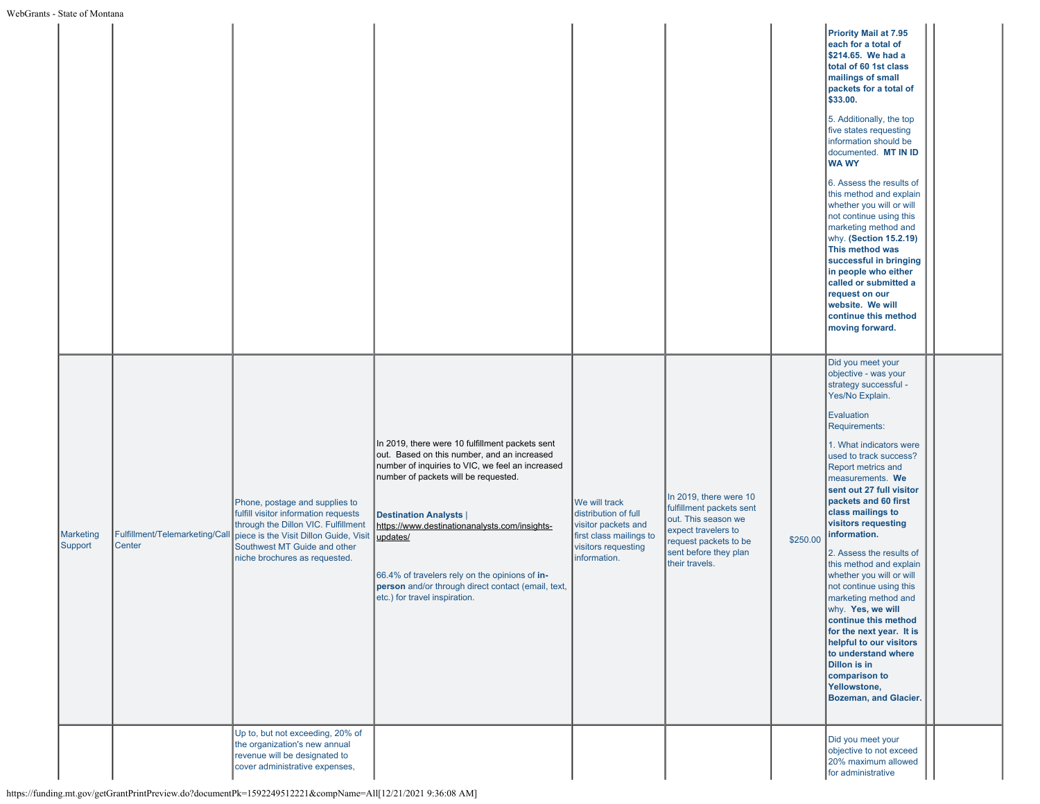| | | | | | | | | | |
|---|---|---|---|---|---|---|---|---|---|
| | | | | | | | **Priority Mail at 7.95 each for a total of $214.65. We had a total of 60 1st class mailings of small packets for a total of $33.00.**<br><br>5. Additionally, the top five states requesting information should be documented. **MT IN ID WA WY**<br><br>6. Assess the results of this method and explain whether you will or will not continue using this marketing method and why. **(Section 15.2.19) This method was successful in bringing in people who either called or submitted a request on our website. We will continue this method moving forward.** | | |
| Marketing Support | Fulfillment/Telemarketing/Call Center | Phone, postage and supplies to fulfill visitor information requests through the Dillon VIC. Fulfillment piece is the Visit Dillon Guide, Visit Southwest MT Guide and other niche brochures as requested. | In 2019, there were 10 fulfillment packets sent out. Based on this number, and an increased number of inquiries to VIC, we feel an increased number of packets will be requested.<br><br>**Destination Analysts** \| https://www.destinationanalysts.com/insights-updates/<br><br>66.4% of travelers rely on the opinions of **in-person** and/or through direct contact (email, text, etc.) for travel inspiration. | We will track distribution of full visitor packets and first class mailings to visitors requesting information. | In 2019, there were 10 fulfillment packets sent out. This season we expect travelers to request packets to be sent before they plan their travels. | $250.00 | Did you meet your objective - was your strategy successful - Yes/No Explain.<br><br>Evaluation Requirements:<br><br>1. What indicators were used to track success? Report metrics and measurements. **We sent out 27 full visitor packets and 60 first class mailings to visitors requesting information.**<br><br>2. Assess the results of this method and explain whether you will or will not continue using this marketing method and why. **Yes, we will continue this method for the next year. It is helpful to our visitors to understand where Dillon is in comparison to Yellowstone, Bozeman, and Glacier.** | | |
| | | Up to, but not exceeding, 20% of the organization's new annual revenue will be designated to cover administrative expenses, | | | | | Did you meet your objective to not exceed 20% maximum allowed for administrative | | |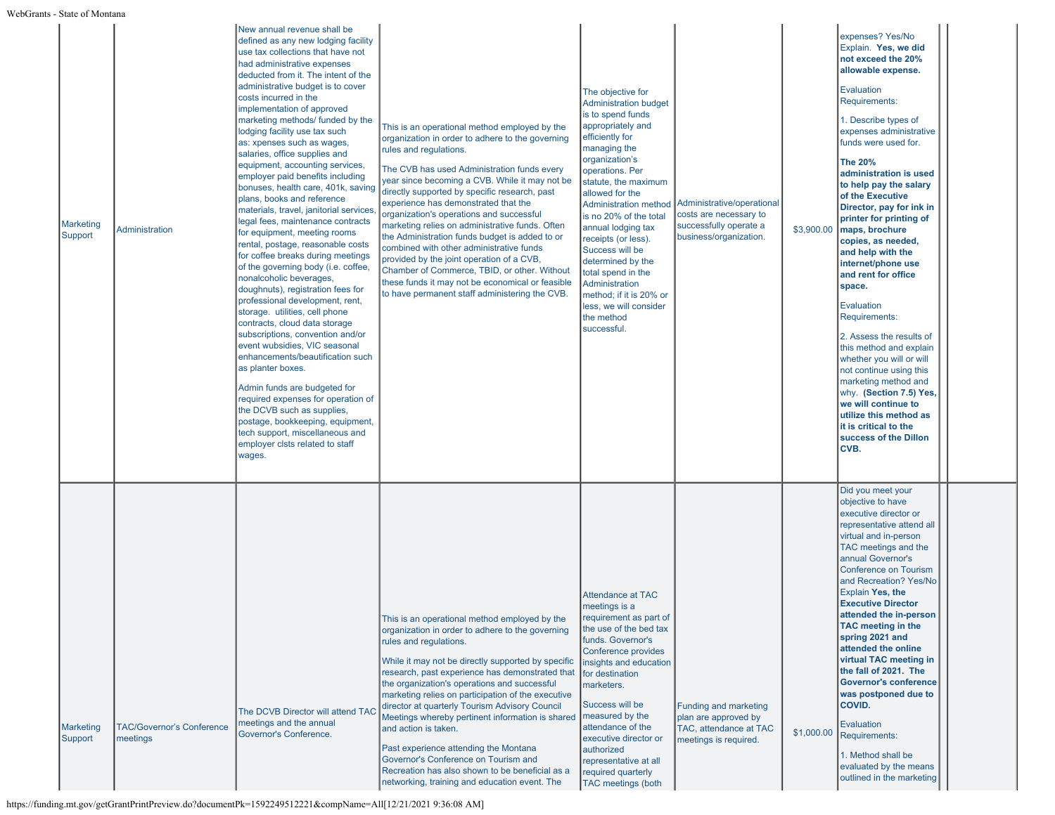| Marketing Support | Administration | New annual revenue shall be defined as any new lodging facility use tax collections that have not had administrative expenses deducted from it. The intent of the administrative budget is to cover costs incurred in the implementation of approved marketing methods/ funded by the lodging facility use tax such as: xpenses such as wages, salaries, office supplies and equipment, accounting services, employer paid benefits including bonuses, health care, 401k, saving plans, books and reference materials, travel, janitorial services, legal fees, maintenance contracts for equipment, meeting rooms rental, postage, reasonable costs for coffee breaks during meetings of the governing body (i.e. coffee, nonalcoholic beverages, doughnuts), registration fees for professional development, rent, storage. utilities, cell phone contracts, cloud data storage subscriptions, convention and/or event wubsidies, VIC seasonal enhancements/beautification such as planter boxes.<br><br>Admin funds are budgeted for required expenses for operation of the DCVB such as supplies, postage, bookkeeping, equipment, tech support, miscellaneous and employer clsts related to staff wages. | This is an operational method employed by the organization in order to adhere to the governing rules and regulations.<br><br>The CVB has used Administration funds every year since becoming a CVB. While it may not be directly supported by specific research, past experience has demonstrated that the organization's operations and successful marketing relies on administrative funds. Often the Administration funds budget is added to or combined with other administrative funds provided by the joint operation of a CVB, Chamber of Commerce, TBID, or other. Without these funds it may not be economical or feasible to have permanent staff administering the CVB. | The objective for Administration budget is to spend funds appropriately and efficiently for managing the organization's operations. Per statute, the maximum allowed for the Administration method is no 20% of the total annual lodging tax receipts (or less). Success will be determined by the total spend in the Administration method; if it is 20% or less, we will consider the method successful. | Administrative/operational costs are necessary to successfully operate a business/organization. | $3,900.00 | expenses? Yes/No Explain. **Yes, we did not exceed the 20% allowable expense.**<br><br>Evaluation Requirements:<br><br>1. Describe types of expenses administrative funds were used for.<br><br>**The 20% administration is used to help pay the salary of the Executive Director, pay for ink in printer for printing of maps, brochure copies, as needed, and help with the internet/phone use and rent for office space.**<br><br>Evaluation Requirements:<br><br>2. Assess the results of this method and explain whether you will or will not continue using this marketing method and why. **(Section 7.5) Yes, we will continue to utilize this method as it is critical to the success of the Dillon CVB.** | | |
|---|---|---|---|---|---|---|---|---|---|
| Marketing Support | TAC/Governor's Conference meetings | The DCVB Director will attend TAC meetings and the annual Governor's Conference. | This is an operational method employed by the organization in order to adhere to the governing rules and regulations.<br><br>While it may not be directly supported by specific research, past experience has demonstrated that the organization's operations and successful marketing relies on participation of the executive director at quarterly Tourism Advisory Council Meetings whereby pertinent information is shared and action is taken.<br><br>Past experience attending the Montana Governor's Conference on Tourism and Recreation has also shown to be beneficial as a networking, training and education event. The | Attendance at TAC meetings is a requirement as part of the use of the bed tax funds. Governor's Conference provides insights and education for destination marketers.<br><br>Success will be measured by the attendance of the executive director or authorized representative at all required quarterly TAC meetings (both | Funding and marketing plan are approved by TAC, attendance at TAC meetings is required. | $1,000.00 | Did you meet your objective to have executive director or representative attend all virtual and in-person TAC meetings and the annual Governor's Conference on Tourism and Recreation? Yes/No Explain **Yes, the Executive Director attended the in-person TAC meeting in the spring 2021 and attended the online virtual TAC meeting in the fall of 2021. The Governor's conference was postponed due to COVID.**<br><br>Evaluation Requirements:<br><br>1. Method shall be evaluated by the means outlined in the marketing | | |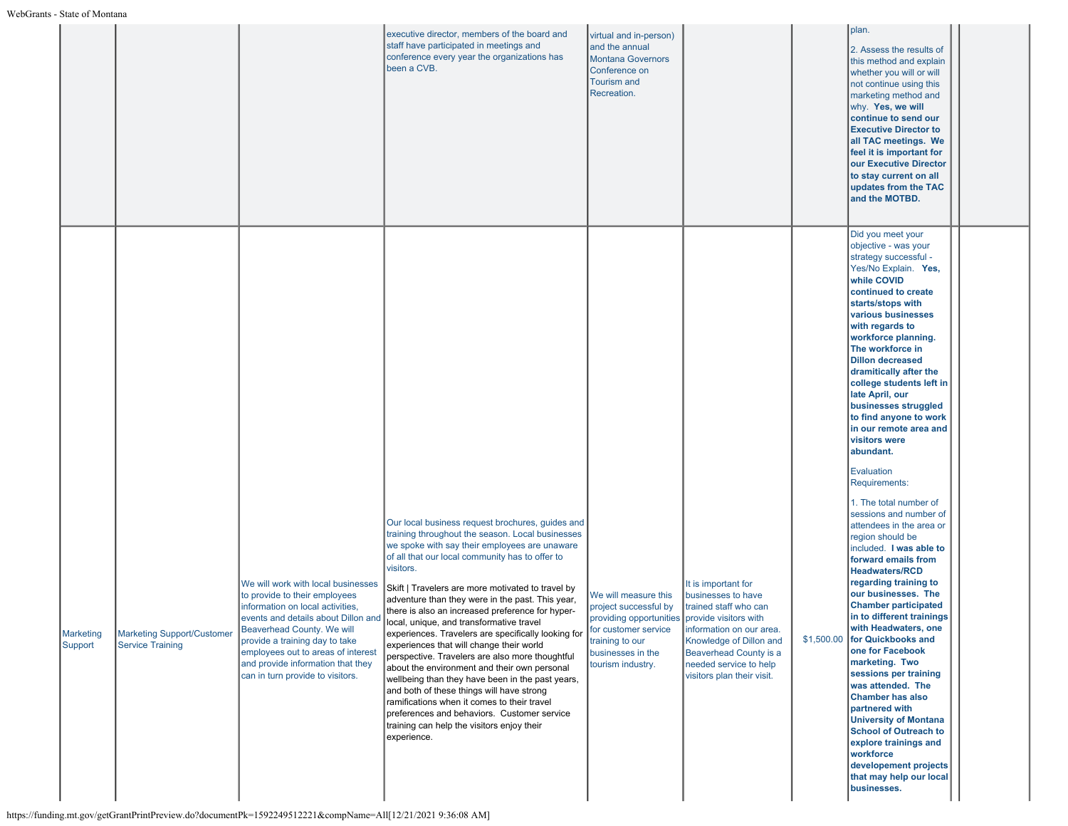| | | | | | | | | | |
|---|---|---|---|---|---|---|---|---|---|
| | | | executive director, members of the board and staff have participated in meetings and conference every year the organizations has been a CVB. | virtual and in-person) and the annual Montana Governors Conference on Tourism and Recreation. | | | plan.<br><br>2. Assess the results of this method and explain whether you will or will not continue using this marketing method and why. **Yes, we will continue to send our Executive Director to all TAC meetings. We feel it is important for our Executive Director to stay current on all updates from the TAC and the MOTBD.** | | |
| Marketing Support | Marketing Support/Customer Service Training | We will work with local businesses to provide to their employees information on local activities, events and details about Dillon and Beaverhead County. We will provide a training day to take employees out to areas of interest and provide information that they can in turn provide to visitors. | Our local business request brochures, guides and training throughout the season. Local businesses we spoke with say their employees are unaware of all that our local community has to offer to visitors.<br><br>Skift \| Travelers are more motivated to travel by adventure than they were in the past. This year, there is also an increased preference for hyper-local, unique, and transformative travel experiences. Travelers are specifically looking for experiences that will change their world perspective. Travelers are also more thoughtful about the environment and their own personal wellbeing than they have been in the past years, and both of these things will have strong ramifications when it comes to their travel preferences and behaviors. Customer service training can help the visitors enjoy their experience. | We will measure this project successful by providing opportunities for customer service training to our businesses in the tourism industry. | It is important for businesses to have trained staff who can provide visitors with information on our area. Knowledge of Dillon and Beaverhead County is a needed service to help visitors plan their visit. | $1,500.00 | Did you meet your objective - was your strategy successful - Yes/No Explain. **Yes, while COVID continued to create starts/stops with various businesses with regards to workforce planning. The workforce in Dillon decreased dramatically after the college students left in late April, our businesses struggled to find anyone to work in our remote area and visitors were abundant.**<br><br>Evaluation Requirements:<br><br>1. The total number of sessions and number of attendees in the area or region should be included. **I was able to forward emails from Headwaters/RCD regarding training to our businesses. The Chamber participated in to different trainings with Headwaters, one for Quickbooks and one for Facebook marketing. Two sessions per training was attended. The Chamber has also partnered with University of Montana School of Outreach to explore trainings and workforce developement projects that may help our local businesses.** | | |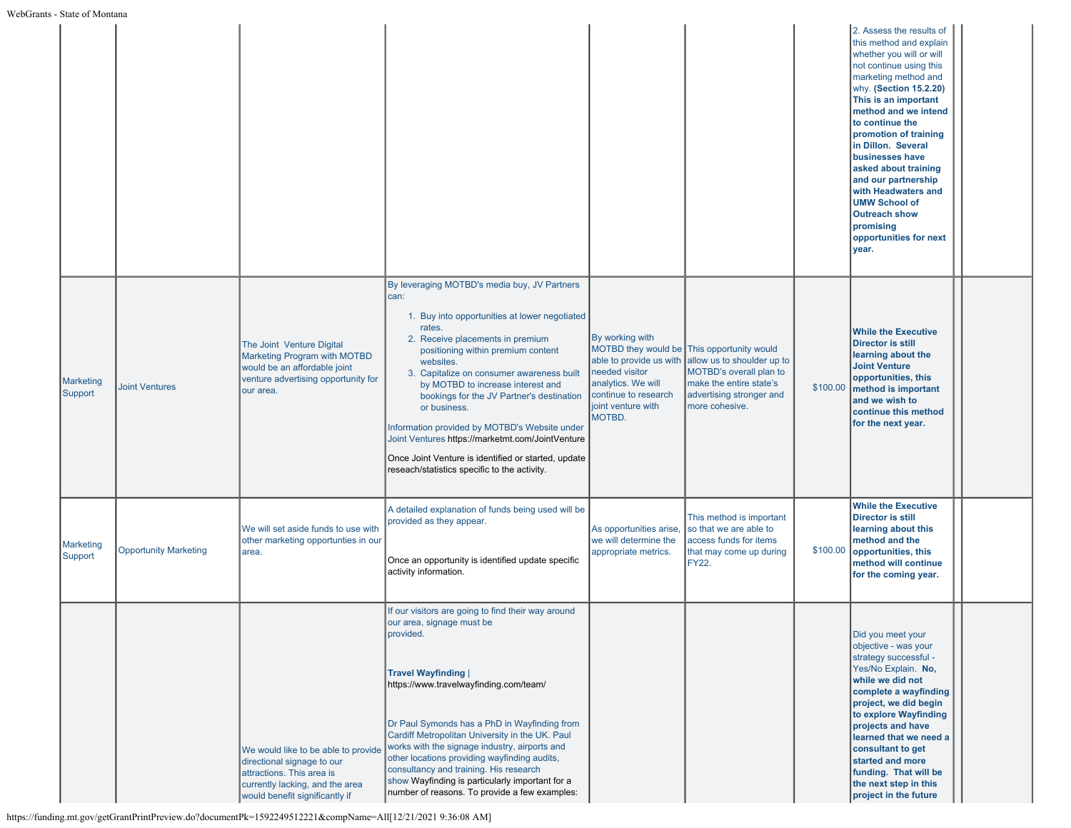|  |  |  |  |  |  |  | 2. Assess the results of this method and explain whether you will or will not continue using this marketing method and why. **(Section 15.2.20) This is an important method and we intend to continue the promotion of training in Dillon. Several businesses have asked about training and our partnership with Headwaters and UMW School of Outreach show promising opportunities for next year.** |  |  |
|---|---|---|---|---|---|---|---|---|---|
| Marketing Support | Joint Ventures | The Joint Venture Digital Marketing Program with MOTBD would be an affordable joint venture advertising opportunity for our area. | By leveraging MOTBD's media buy, JV Partners can:<br>1. Buy into opportunities at lower negotiated rates.<br>2. Receive placements in premium positioning within premium content websites.<br>3. Capitalize on consumer awareness built by MOTBD to increase interest and bookings for the JV Partner's destination or business.<br><br>Information provided by MOTBD's Website under Joint Ventures https://marketmt.com/JointVenture<br><br>Once Joint Venture is identified or started, update reseach/statistics specific to the activity. | By working with MOTBD they would be able to provide us with needed visitor analytics. We will continue to research joint venture with MOTBD. | This opportunity would allow us to shoulder up to MOTBD's overall plan to make the entire state's advertising stronger and more cohesive. | $100.00 | **While the Executive Director is still learning about the Joint Venture opportunities, this method is important and we wish to continue this method for the next year.** |  |  |
| Marketing Support | Opportunity Marketing | We will set aside funds to use with other marketing opportunities in our area. | A detailed explanation of funds being used will be provided as they appear.<br><br>Once an opportunity is identified update specific activity information. | As opportunities arise, we will determine the appropriate metrics. | This method is important so that we are able to access funds for items that may come up during FY22. | $100.00 | **While the Executive Director is still learning about this method and the opportunities, this method will continue for the coming year.** |  |  |
|  |  | We would like to be able to provide directional signage to our attractions. This area is currently lacking, and the area would benefit significantly if | If our visitors are going to find their way around our area, signage must be provided.<br><br>**Travel Wayfinding** \| https://www.travelwayfinding.com/team/<br><br>Dr Paul Symonds has a PhD in Wayfinding from Cardiff Metropolitan University in the UK. Paul works with the signage industry, airports and other locations providing wayfinding audits, consultancy and training. His research show Wayfinding is particularly important for a number of reasons. To provide a few examples: |  |  |  | Did you meet your objective - was your strategy successful - Yes/No Explain. **No, while we did not complete a wayfinding project, we did begin to explore Wayfinding projects and have learned that we need a consultant to get started and more funding. That will be the next step in this project in the future** |  |  |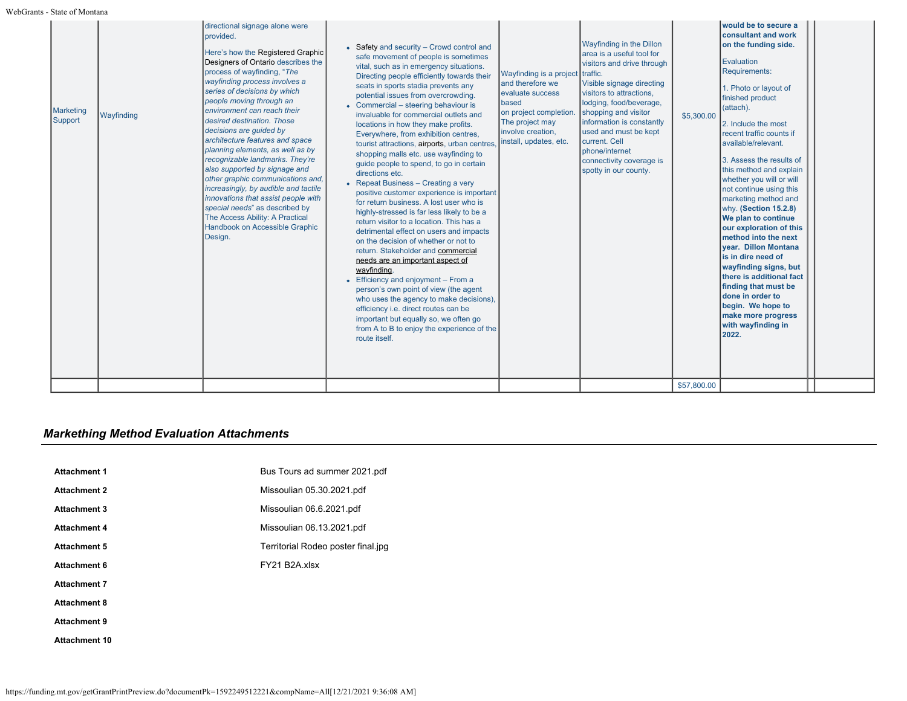| | | | | | | | | | |
|---|---|---|---|---|---|---|---|---|---|
| Marketing Support | Wayfinding | directional signage alone were provided.<br><br>Here's how the Registered Graphic Designers of Ontario describes the process of wayfinding, "*The wayfinding process involves a series of decisions by which people moving through an environment can reach their desired destination. Those decisions are guided by architecture features and space planning elements, as well as by recognizable landmarks. They're also supported by signage and other graphic communications and, increasingly, by audible and tactile innovations that assist people with special needs*" as described by The Access Ability: A Practical Handbook on Accessible Graphic Design. | • Safety and security – Crowd control and safe movement of people is sometimes vital, such as in emergency situations. Directing people efficiently towards their seats in sports stadia prevents any potential issues from overcrowding.<br>• Commercial – steering behaviour is invaluable for commercial outlets and locations in how they make profits. Everywhere, from exhibition centres, tourist attractions, airports, urban centres, shopping malls etc. use wayfinding to guide people to spend, to go in certain directions etc.<br>• Repeat Business – Creating a very positive customer experience is important for return business. A lost user who is highly-stressed is far less likely to be a return visitor to a location. This has a detrimental effect on users and impacts on the decision of whether or not to return. Stakeholder and commercial needs are an important aspect of wayfinding.<br>• Efficiency and enjoyment – From a person's own point of view (the agent who uses the agency to make decisions), efficiency i.e. direct routes can be important but equally so, we often go from A to B to enjoy the experience of the route itself. | Wayfinding is a project and therefore we evaluate success based on project completion. The project may involve creation, install, updates, etc. | Wayfinding in the Dillon area is a useful tool for visitors and drive through traffic.<br>Visible signage directing visitors to attractions, lodging, food/beverage, shopping and visitor information is constantly used and must be kept current. Cell phone/internet connectivity coverage is spotty in our county. | $5,300.00 | **would be to secure a consultant and work on the funding side.**<br><br>Evaluation Requirements:<br><br>1. Photo or layout of finished product (attach).<br><br>2. Include the most recent traffic counts if available/relevant.<br><br>3. Assess the results of this method and explain whether you will or will not continue using this marketing method and why. **(Section 15.2.8) We plan to continue our exploration of this method into the next year. Dillon Montana is in dire need of wayfinding signs, but there is additional fact finding that must be done in order to begin. We hope to make more progress with wayfinding in 2022.** | | |
| | | | | | | $57,800.00 | | | |

## *Markething Method Evaluation Attachments*

| | |
|---|---|
| **Attachment 1** | Bus Tours ad summer 2021.pdf |
| **Attachment 2** | Missoulian 05.30.2021.pdf |
| **Attachment 3** | Missoulian 06.6.2021.pdf |
| **Attachment 4** | Missoulian 06.13.2021.pdf |
| **Attachment 5** | Territorial Rodeo poster final.jpg |
| **Attachment 6** | FY21 B2A.xlsx |
| **Attachment 7** | |
| **Attachment 8** | |
| **Attachment 9** | |
| **Attachment 10** | |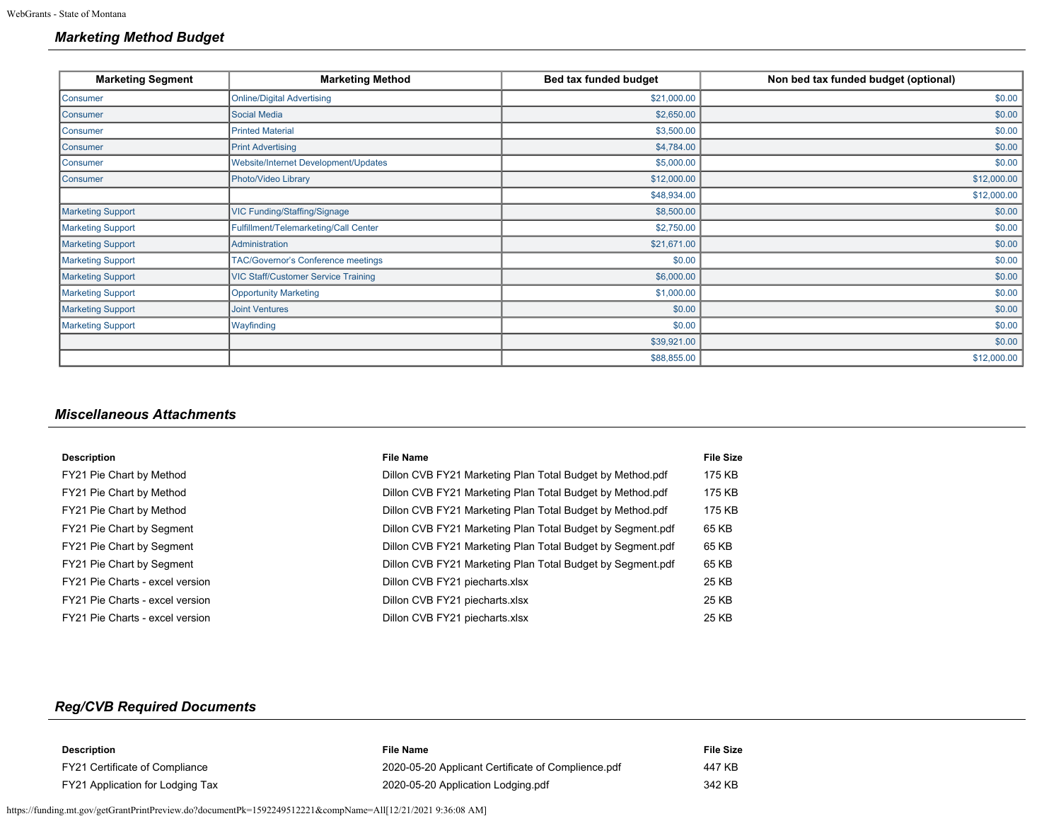## *Marketing Method Budget*

| Marketing Segment | Marketing Method | Bed tax funded budget | Non bed tax funded budget (optional) |
|---|---|---|---|
| Consumer | Online/Digital Advertising | $21,000.00 | $0.00 |
| Consumer | Social Media | $2,650.00 | $0.00 |
| Consumer | Printed Material | $3,500.00 | $0.00 |
| Consumer | Print Advertising | $4,784.00 | $0.00 |
| Consumer | Website/Internet Development/Updates | $5,000.00 | $0.00 |
| Consumer | Photo/Video Library | $12,000.00 | $12,000.00 |
| | | $48,934.00 | $12,000.00 |
| Marketing Support | VIC Funding/Staffing/Signage | $8,500.00 | $0.00 |
| Marketing Support | Fulfillment/Telemarketing/Call Center | $2,750.00 | $0.00 |
| Marketing Support | Administration | $21,671.00 | $0.00 |
| Marketing Support | TAC/Governor's Conference meetings | $0.00 | $0.00 |
| Marketing Support | VIC Staff/Customer Service Training | $6,000.00 | $0.00 |
| Marketing Support | Opportunity Marketing | $1,000.00 | $0.00 |
| Marketing Support | Joint Ventures | $0.00 | $0.00 |
| Marketing Support | Wayfinding | $0.00 | $0.00 |
| | | $39,921.00 | $0.00 |
| | | $88,855.00 | $12,000.00 |

## *Miscellaneous Attachments*

| Description | File Name | File Size |
|---|---|---|
| FY21 Pie Chart by Method | Dillon CVB FY21 Marketing Plan Total Budget by Method.pdf | 175 KB |
| FY21 Pie Chart by Method | Dillon CVB FY21 Marketing Plan Total Budget by Method.pdf | 175 KB |
| FY21 Pie Chart by Method | Dillon CVB FY21 Marketing Plan Total Budget by Method.pdf | 175 KB |
| FY21 Pie Chart by Segment | Dillon CVB FY21 Marketing Plan Total Budget by Segment.pdf | 65 KB |
| FY21 Pie Chart by Segment | Dillon CVB FY21 Marketing Plan Total Budget by Segment.pdf | 65 KB |
| FY21 Pie Chart by Segment | Dillon CVB FY21 Marketing Plan Total Budget by Segment.pdf | 65 KB |
| FY21 Pie Charts - excel version | Dillon CVB FY21 piecharts.xlsx | 25 KB |
| FY21 Pie Charts - excel version | Dillon CVB FY21 piecharts.xlsx | 25 KB |
| FY21 Pie Charts - excel version | Dillon CVB FY21 piecharts.xlsx | 25 KB |

## *Reg/CVB Required Documents*

| Description | File Name | File Size |
|---|---|---|
| FY21 Certificate of Compliance | 2020-05-20 Applicant Certificate of Complience.pdf | 447 KB |
| FY21 Application for Lodging Tax | 2020-05-20 Application Lodging.pdf | 342 KB |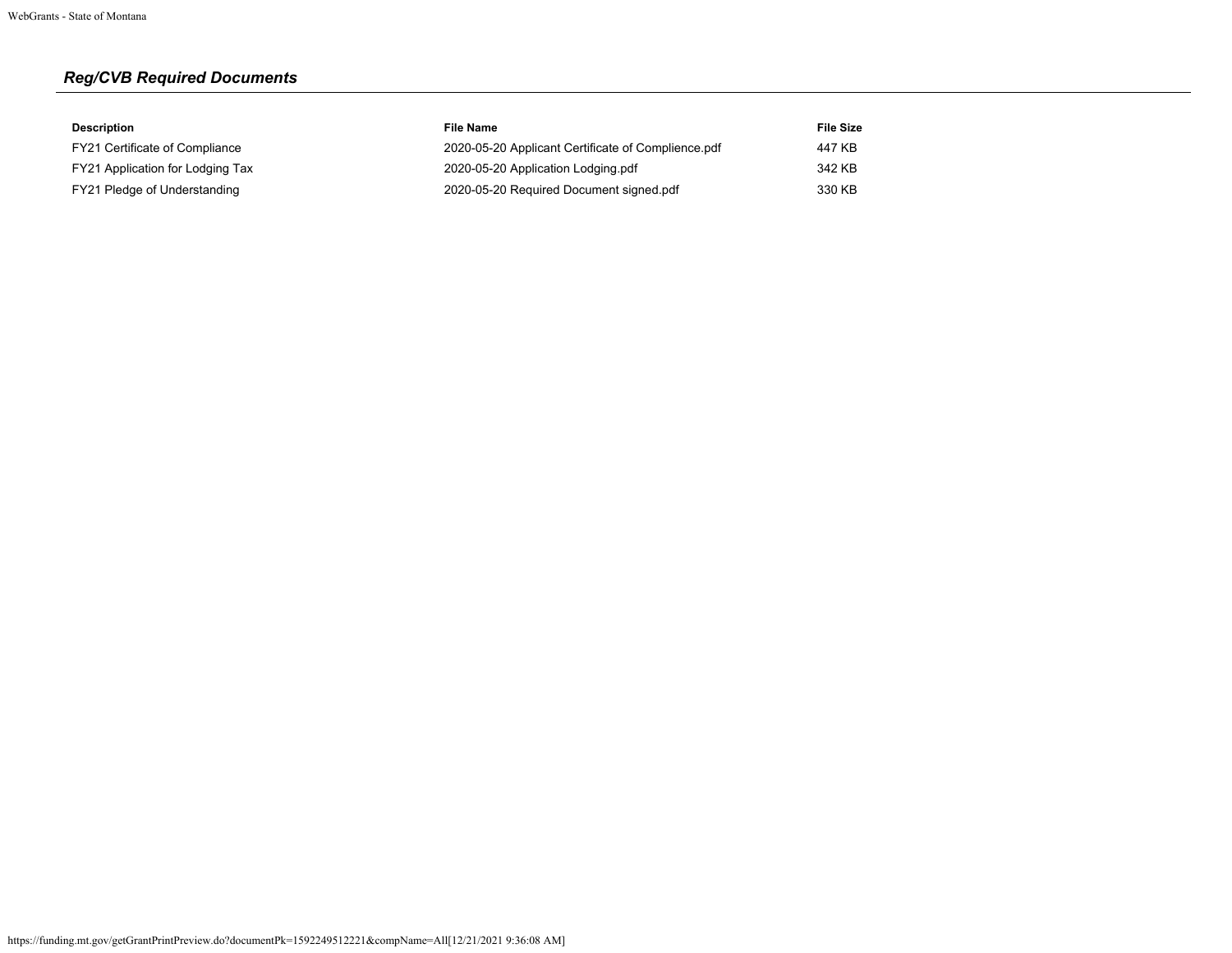## *Reg/CVB Required Documents*

| Description | File Name | File Size |
|---|---|---|
| FY21 Certificate of Compliance | 2020-05-20 Applicant Certificate of Complience.pdf | 447 KB |
| FY21 Application for Lodging Tax | 2020-05-20 Application Lodging.pdf | 342 KB |
| FY21 Pledge of Understanding | 2020-05-20 Required Document signed.pdf | 330 KB |